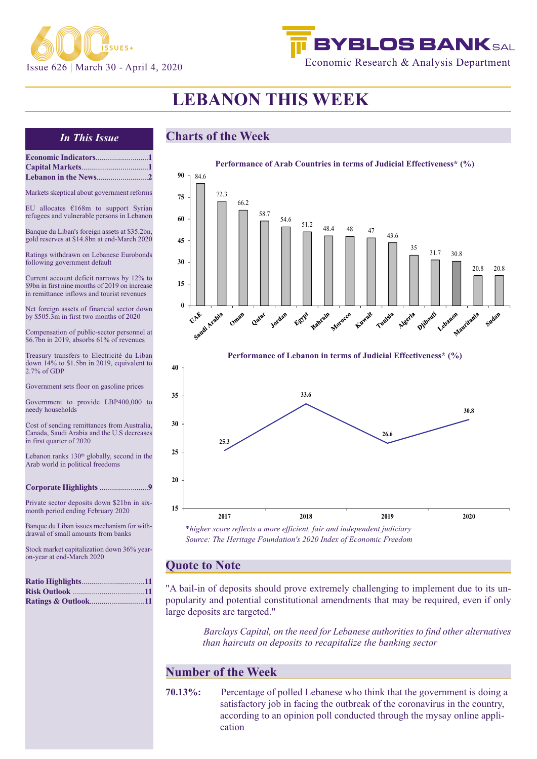Issue 626 | March 30 - April 4, 2020

BYBLOS BANK SAL

Economic Research & Analysis Department

# LEBANON THIS WEEK

## *In This Issue*

**Economic Indicators**..........................1
**Capital Markets**..................................1
**Lebanon in the News**..........................2

Markets skeptical about government reforms

EU allocates €168m to support Syrian refugees and vulnerable persons in Lebanon

Banque du Liban's foreign assets at $35.2bn, gold reserves at $14.8bn at end-March 2020

Ratings withdrawn on Lebanese Eurobonds following government default

Current account deficit narrows by 12% to $9bn in first nine months of 2019 on increase in remittance inflows and tourist revenues

Net foreign assets of financial sector down by $505.3m in first two months of 2020

Compensation of public-sector personnel at $6.7bn in 2019, absorbs 61% of revenues

Treasury transfers to Electricité du Liban down 14% to $1.5bn in 2019, equivalent to 2.7% of GDP

Government sets floor on gasoline prices

Government to provide LBP400,000 to needy households

Cost of sending remittances from Australia, Canada, Saudi Arabia and the U.S decreases in first quarter of 2020

Lebanon ranks 130th globally, second in the Arab world in political freedoms

**Corporate Highlights** .........................9

Private sector deposits down $21bn in six-month period ending February 2020

Banque du Liban issues mechanism for withdrawal of small amounts from banks

Stock market capitalization down 36% year-on-year at end-March 2020

**Ratio Highlights**................................11
**Risk Outlook** .....................................11
**Ratings & Outlook**............................11

## Charts of the Week

**Performance of Arab Countries in terms of Judicial Effectiveness* (%)**

| Country | % |
|---|---|
| UAE | 84.6 |
| Saudi Arabia | 72.3 |
| Oman | 66.2 |
| Qatar | 58.7 |
| Jordan | 54.6 |
| Egypt | 51.2 |
| Bahrain | 48.4 |
| Morocco | 48 |
| Kuwait | 47 |
| Tunisia | 43.6 |
| Algeria | 35 |
| Djibouti | 31.7 |
| Lebanon | 30.8 |
| Mauritania | 20.8 |
| Sudan | 20.8 |

**Performance of Lebanon in terms of Judicial Effectiveness* (%)**

| Year | % |
|---|---|
| 2017 | 25.3 |
| 2018 | 33.6 |
| 2019 | 26.6 |
| 2020 | 30.8 |

*\*higher score reflects a more efficient, fair and independent judiciary*
*Source: The Heritage Foundation's 2020 Index of Economic Freedom*

## Quote to Note

"A bail-in of deposits should prove extremely challenging to implement due to its unpopularity and potential constitutional amendments that may be required, even if only large deposits are targeted."

*Barclays Capital, on the need for Lebanese authorities to find other alternatives than haircuts on deposits to recapitalize the banking sector*

## Number of the Week

**70.13%:** Percentage of polled Lebanese who think that the government is doing a satisfactory job in facing the outbreak of the coronavirus in the country, according to an opinion poll conducted through the mysay online application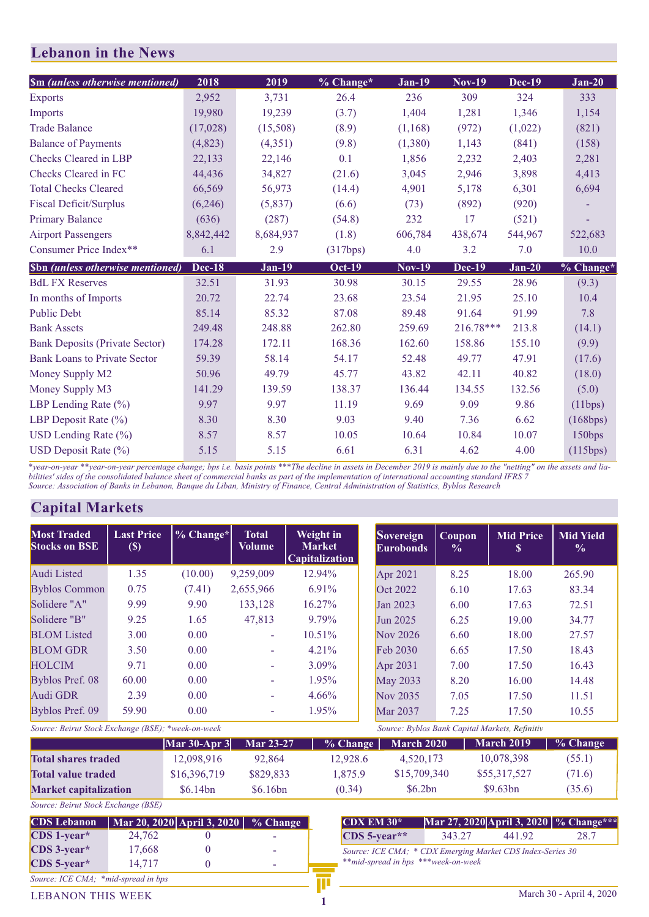## Lebanon in the News

| $m *(unless otherwise mentioned)* | 2018 | 2019 | % Change* | Jan-19 | Nov-19 | Dec-19 | Jan-20 |
|---|---|---|---|---|---|---|---|
| Exports | 2,952 | 3,731 | 26.4 | 236 | 309 | 324 | 333 |
| Imports | 19,980 | 19,239 | (3.7) | 1,404 | 1,281 | 1,346 | 1,154 |
| Trade Balance | (17,028) | (15,508) | (8.9) | (1,168) | (972) | (1,022) | (821) |
| Balance of Payments | (4,823) | (4,351) | (9.8) | (1,380) | 1,143 | (841) | (158) |
| Checks Cleared in LBP | 22,133 | 22,146 | 0.1 | 1,856 | 2,232 | 2,403 | 2,281 |
| Checks Cleared in FC | 44,436 | 34,827 | (21.6) | 3,045 | 2,946 | 3,898 | 4,413 |
| Total Checks Cleared | 66,569 | 56,973 | (14.4) | 4,901 | 5,178 | 6,301 | 6,694 |
| Fiscal Deficit/Surplus | (6,246) | (5,837) | (6.6) | (73) | (892) | (920) | - |
| Primary Balance | (636) | (287) | (54.8) | 232 | 17 | (521) | - |
| Airport Passengers | 8,842,442 | 8,684,937 | (1.8) | 606,784 | 438,674 | 544,967 | 522,683 |
| Consumer Price Index** | 6.1 | 2.9 | (317bps) | 4.0 | 3.2 | 7.0 | 10.0 |

| $bn *(unless otherwise mentioned)* | Dec-18 | Jan-19 | Oct-19 | Nov-19 | Dec-19 | Jan-20 | % Change* |
|---|---|---|---|---|---|---|---|
| BdL FX Reserves | 32.51 | 31.93 | 30.98 | 30.15 | 29.55 | 28.96 | (9.3) |
| In months of Imports | 20.72 | 22.74 | 23.68 | 23.54 | 21.95 | 25.10 | 10.4 |
| Public Debt | 85.14 | 85.32 | 87.08 | 89.48 | 91.64 | 91.99 | 7.8 |
| Bank Assets | 249.48 | 248.88 | 262.80 | 259.69 | 216.78*** | 213.8 | (14.1) |
| Bank Deposits (Private Sector) | 174.28 | 172.11 | 168.36 | 162.60 | 158.86 | 155.10 | (9.9) |
| Bank Loans to Private Sector | 59.39 | 58.14 | 54.17 | 52.48 | 49.77 | 47.91 | (17.6) |
| Money Supply M2 | 50.96 | 49.79 | 45.77 | 43.82 | 42.11 | 40.82 | (18.0) |
| Money Supply M3 | 141.29 | 139.59 | 138.37 | 136.44 | 134.55 | 132.56 | (5.0) |
| LBP Lending Rate (%) | 9.97 | 9.97 | 11.19 | 9.69 | 9.09 | 9.86 | (11bps) |
| LBP Deposit Rate (%) | 8.30 | 8.30 | 9.03 | 9.40 | 7.36 | 6.62 | (168bps) |
| USD Lending Rate (%) | 8.57 | 8.57 | 10.05 | 10.64 | 10.84 | 10.07 | 150bps |
| USD Deposit Rate (%) | 5.15 | 5.15 | 6.61 | 6.31 | 4.62 | 4.00 | (115bps) |

*\*year-on-year \*\*year-on-year percentage change; bps i.e. basis points \*\*\*The decline in assets in December 2019 is mainly due to the "netting" on the assets and liabilities' sides of the consolidated balance sheet of commercial banks as part of the implementation of international accounting standard IFRS 7*
*Source: Association of Banks in Lebanon, Banque du Liban, Ministry of Finance, Central Administration of Statistics, Byblos Research*

## Capital Markets

| Most Traded Stocks on BSE | Last Price ($) | % Change* | Total Volume | Weight in Market Capitalization |
|---|---|---|---|---|
| Audi Listed | 1.35 | (10.00) | 9,259,009 | 12.94% |
| Byblos Common | 0.75 | (7.41) | 2,655,966 | 6.91% |
| Solidere "A" | 9.99 | 9.90 | 133,128 | 16.27% |
| Solidere "B" | 9.25 | 1.65 | 47,813 | 9.79% |
| BLOM Listed | 3.00 | 0.00 | - | 10.51% |
| BLOM GDR | 3.50 | 0.00 | - | 4.21% |
| HOLCIM | 9.71 | 0.00 | - | 3.09% |
| Byblos Pref. 08 | 60.00 | 0.00 | - | 1.95% |
| Audi GDR | 2.39 | 0.00 | - | 4.66% |
| Byblos Pref. 09 | 59.90 | 0.00 | - | 1.95% |

*Source: Beirut Stock Exchange (BSE); \*week-on-week*

| Sovereign Eurobonds | Coupon % | Mid Price $ | Mid Yield % |
|---|---|---|---|
| Apr 2021 | 8.25 | 18.00 | 265.90 |
| Oct 2022 | 6.10 | 17.63 | 83.34 |
| Jan 2023 | 6.00 | 17.63 | 72.51 |
| Jun 2025 | 6.25 | 19.00 | 34.77 |
| Nov 2026 | 6.60 | 18.00 | 27.57 |
| Feb 2030 | 6.65 | 17.50 | 18.43 |
| Apr 2031 | 7.00 | 17.50 | 16.43 |
| May 2033 | 8.20 | 16.00 | 14.48 |
| Nov 2035 | 7.05 | 17.50 | 11.51 |
| Mar 2037 | 7.25 | 17.50 | 10.55 |

*Source: Byblos Bank Capital Markets, Refinitiv*

| | Mar 30-Apr 3 | Mar 23-27 | % Change | March 2020 | March 2019 | % Change |
|---|---|---|---|---|---|---|
| **Total shares traded** | 12,098,916 | 92,864 | 12,928.6 | 4,520,173 | 10,078,398 | (55.1) |
| **Total value traded** | $16,396,719 | $829,833 | 1,875.9 | $15,709,340 | $55,317,527 | (71.6) |
| **Market capitalization** | $6.14bn | $6.16bn | (0.34) | $6.2bn | $9.63bn | (35.6) |

*Source: Beirut Stock Exchange (BSE)*

| CDS Lebanon | Mar 20, 2020 | April 3, 2020 | % Change |
|---|---|---|---|
| CDS 1-year* | 24,762 | 0 | - |
| CDS 3-year* | 17,668 | 0 | - |
| CDS 5-year* | 14,717 | 0 | - |

*Source: ICE CMA; \*mid-spread in bps*

| CDX EM 30* | Mar 27, 2020 | April 3, 2020 | % Change*** |
|---|---|---|---|
| CDS 5-year** | 343.27 | 441.92 | 28.7 |

*Source: ICE CMA; \* CDX Emerging Market CDS Index-Series 30*
*\*\*mid-spread in bps \*\*\*week-on-week*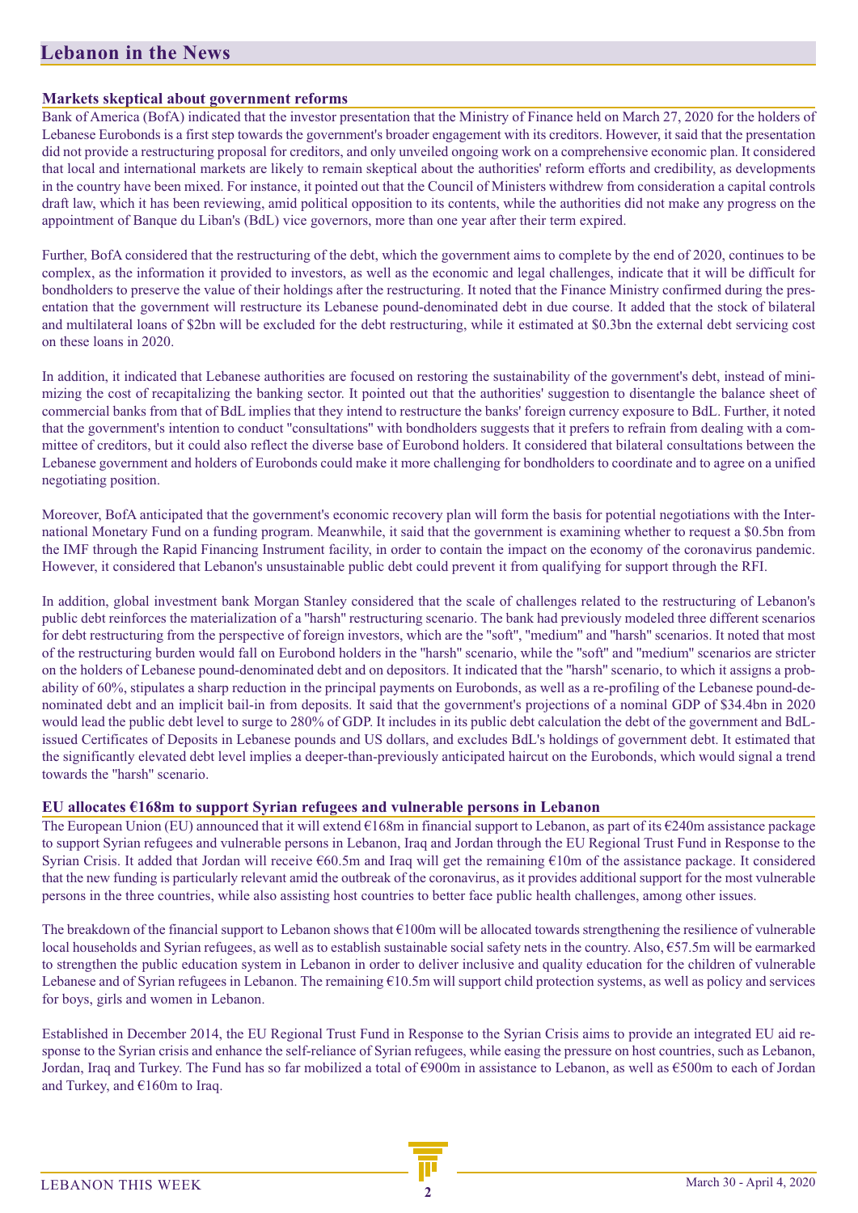## Lebanon in the News

### Markets skeptical about government reforms

Bank of America (BofA) indicated that the investor presentation that the Ministry of Finance held on March 27, 2020 for the holders of Lebanese Eurobonds is a first step towards the government's broader engagement with its creditors. However, it said that the presentation did not provide a restructuring proposal for creditors, and only unveiled ongoing work on a comprehensive economic plan. It considered that local and international markets are likely to remain skeptical about the authorities' reform efforts and credibility, as developments in the country have been mixed. For instance, it pointed out that the Council of Ministers withdrew from consideration a capital controls draft law, which it has been reviewing, amid political opposition to its contents, while the authorities did not make any progress on the appointment of Banque du Liban's (BdL) vice governors, more than one year after their term expired.

Further, BofA considered that the restructuring of the debt, which the government aims to complete by the end of 2020, continues to be complex, as the information it provided to investors, as well as the economic and legal challenges, indicate that it will be difficult for bondholders to preserve the value of their holdings after the restructuring. It noted that the Finance Ministry confirmed during the presentation that the government will restructure its Lebanese pound-denominated debt in due course. It added that the stock of bilateral and multilateral loans of $2bn will be excluded for the debt restructuring, while it estimated at $0.3bn the external debt servicing cost on these loans in 2020.

In addition, it indicated that Lebanese authorities are focused on restoring the sustainability of the government's debt, instead of minimizing the cost of recapitalizing the banking sector. It pointed out that the authorities' suggestion to disentangle the balance sheet of commercial banks from that of BdL implies that they intend to restructure the banks' foreign currency exposure to BdL. Further, it noted that the government's intention to conduct "consultations" with bondholders suggests that it prefers to refrain from dealing with a committee of creditors, but it could also reflect the diverse base of Eurobond holders. It considered that bilateral consultations between the Lebanese government and holders of Eurobonds could make it more challenging for bondholders to coordinate and to agree on a unified negotiating position.

Moreover, BofA anticipated that the government's economic recovery plan will form the basis for potential negotiations with the International Monetary Fund on a funding program. Meanwhile, it said that the government is examining whether to request a $0.5bn from the IMF through the Rapid Financing Instrument facility, in order to contain the impact on the economy of the coronavirus pandemic. However, it considered that Lebanon's unsustainable public debt could prevent it from qualifying for support through the RFI.

In addition, global investment bank Morgan Stanley considered that the scale of challenges related to the restructuring of Lebanon's public debt reinforces the materialization of a "harsh" restructuring scenario. The bank had previously modeled three different scenarios for debt restructuring from the perspective of foreign investors, which are the "soft", "medium" and "harsh" scenarios. It noted that most of the restructuring burden would fall on Eurobond holders in the "harsh" scenario, while the "soft" and "medium" scenarios are stricter on the holders of Lebanese pound-denominated debt and on depositors. It indicated that the "harsh" scenario, to which it assigns a probability of 60%, stipulates a sharp reduction in the principal payments on Eurobonds, as well as a re-profiling of the Lebanese pound-denominated debt and an implicit bail-in from deposits. It said that the government's projections of a nominal GDP of $34.4bn in 2020 would lead the public debt level to surge to 280% of GDP. It includes in its public debt calculation the debt of the government and BdL-issued Certificates of Deposits in Lebanese pounds and US dollars, and excludes BdL's holdings of government debt. It estimated that the significantly elevated debt level implies a deeper-than-previously anticipated haircut on the Eurobonds, which would signal a trend towards the "harsh" scenario.

### EU allocates €168m to support Syrian refugees and vulnerable persons in Lebanon

The European Union (EU) announced that it will extend €168m in financial support to Lebanon, as part of its €240m assistance package to support Syrian refugees and vulnerable persons in Lebanon, Iraq and Jordan through the EU Regional Trust Fund in Response to the Syrian Crisis. It added that Jordan will receive €60.5m and Iraq will get the remaining €10m of the assistance package. It considered that the new funding is particularly relevant amid the outbreak of the coronavirus, as it provides additional support for the most vulnerable persons in the three countries, while also assisting host countries to better face public health challenges, among other issues.

The breakdown of the financial support to Lebanon shows that €100m will be allocated towards strengthening the resilience of vulnerable local households and Syrian refugees, as well as to establish sustainable social safety nets in the country. Also, €57.5m will be earmarked to strengthen the public education system in Lebanon in order to deliver inclusive and quality education for the children of vulnerable Lebanese and of Syrian refugees in Lebanon. The remaining €10.5m will support child protection systems, as well as policy and services for boys, girls and women in Lebanon.

Established in December 2014, the EU Regional Trust Fund in Response to the Syrian Crisis aims to provide an integrated EU aid response to the Syrian crisis and enhance the self-reliance of Syrian refugees, while easing the pressure on host countries, such as Lebanon, Jordan, Iraq and Turkey. The Fund has so far mobilized a total of €900m in assistance to Lebanon, as well as €500m to each of Jordan and Turkey, and €160m to Iraq.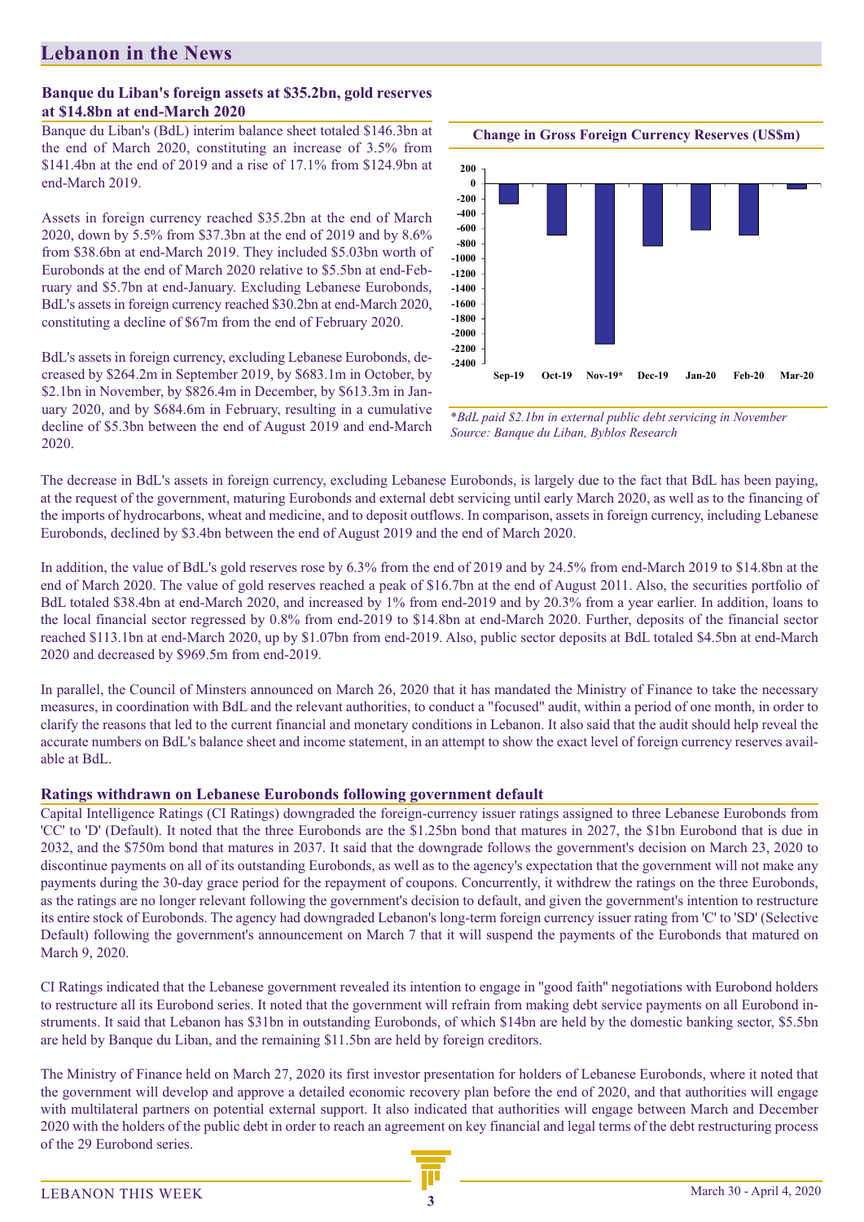## Lebanon in the News

### Banque du Liban's foreign assets at $35.2bn, gold reserves at $14.8bn at end-March 2020

Banque du Liban's (BdL) interim balance sheet totaled $146.3bn at the end of March 2020, constituting an increase of 3.5% from $141.4bn at the end of 2019 and a rise of 17.1% from $124.9bn at end-March 2019.

Assets in foreign currency reached $35.2bn at the end of March 2020, down by 5.5% from $37.3bn at the end of 2019 and by 8.6% from $38.6bn at end-March 2019. They included $5.03bn worth of Eurobonds at the end of March 2020 relative to $5.5bn at end-February and $5.7bn at end-January. Excluding Lebanese Eurobonds, BdL's assets in foreign currency reached $30.2bn at end-March 2020, constituting a decline of $67m from the end of February 2020.

BdL's assets in foreign currency, excluding Lebanese Eurobonds, decreased by $264.2m in September 2019, by $683.1m in October, by $2.1bn in November, by $826.4m in December, by $613.3m in January 2020, and by $684.6m in February, resulting in a cumulative decline of $5.3bn between the end of August 2019 and end-March 2020.

**Change in Gross Foreign Currency Reserves (US$m)**

| Month | Change (US$m) |
|---|---|
| Sep-19 | -264.2 |
| Oct-19 | -683.1 |
| Nov-19* | -2,100 |
| Dec-19 | -826.4 |
| Jan-20 | -613.3 |
| Feb-20 | -684.6 |
| Mar-20 | -67 |

*\*BdL paid $2.1bn in external public debt servicing in November*
*Source: Banque du Liban, Byblos Research*

The decrease in BdL's assets in foreign currency, excluding Lebanese Eurobonds, is largely due to the fact that BdL has been paying, at the request of the government, maturing Eurobonds and external debt servicing until early March 2020, as well as to the financing of the imports of hydrocarbons, wheat and medicine, and to deposit outflows. In comparison, assets in foreign currency, including Lebanese Eurobonds, declined by $3.4bn between the end of August 2019 and the end of March 2020.

In addition, the value of BdL's gold reserves rose by 6.3% from the end of 2019 and by 24.5% from end-March 2019 to $14.8bn at the end of March 2020. The value of gold reserves reached a peak of $16.7bn at the end of August 2011. Also, the securities portfolio of BdL totaled $38.4bn at end-March 2020, and increased by 1% from end-2019 and by 20.3% from a year earlier. In addition, loans to the local financial sector regressed by 0.8% from end-2019 to $14.8bn at end-March 2020. Further, deposits of the financial sector reached $113.1bn at end-March 2020, up by $1.07bn from end-2019. Also, public sector deposits at BdL totaled $4.5bn at end-March 2020 and decreased by $969.5m from end-2019.

In parallel, the Council of Minsters announced on March 26, 2020 that it has mandated the Ministry of Finance to take the necessary measures, in coordination with BdL and the relevant authorities, to conduct a "focused" audit, within a period of one month, in order to clarify the reasons that led to the current financial and monetary conditions in Lebanon. It also said that the audit should help reveal the accurate numbers on BdL's balance sheet and income statement, in an attempt to show the exact level of foreign currency reserves available at BdL.

### Ratings withdrawn on Lebanese Eurobonds following government default

Capital Intelligence Ratings (CI Ratings) downgraded the foreign-currency issuer ratings assigned to three Lebanese Eurobonds from 'CC' to 'D' (Default). It noted that the three Eurobonds are the $1.25bn bond that matures in 2027, the $1bn Eurobond that is due in 2032, and the $750m bond that matures in 2037. It said that the downgrade follows the government's decision on March 23, 2020 to discontinue payments on all of its outstanding Eurobonds, as well as to the agency's expectation that the government will not make any payments during the 30-day grace period for the repayment of coupons. Concurrently, it withdrew the ratings on the three Eurobonds, as the ratings are no longer relevant following the government's decision to default, and given the government's intention to restructure its entire stock of Eurobonds. The agency had downgraded Lebanon's long-term foreign currency issuer rating from 'C' to 'SD' (Selective Default) following the government's announcement on March 7 that it will suspend the payments of the Eurobonds that matured on March 9, 2020.

CI Ratings indicated that the Lebanese government revealed its intention to engage in "good faith" negotiations with Eurobond holders to restructure all its Eurobond series. It noted that the government will refrain from making debt service payments on all Eurobond instruments. It said that Lebanon has $31bn in outstanding Eurobonds, of which $14bn are held by the domestic banking sector, $5.5bn are held by Banque du Liban, and the remaining $11.5bn are held by foreign creditors.

The Ministry of Finance held on March 27, 2020 its first investor presentation for holders of Lebanese Eurobonds, where it noted that the government will develop and approve a detailed economic recovery plan before the end of 2020, and that authorities will engage with multilateral partners on potential external support. It also indicated that authorities will engage between March and December 2020 with the holders of the public debt in order to reach an agreement on key financial and legal terms of the debt restructuring process of the 29 Eurobond series.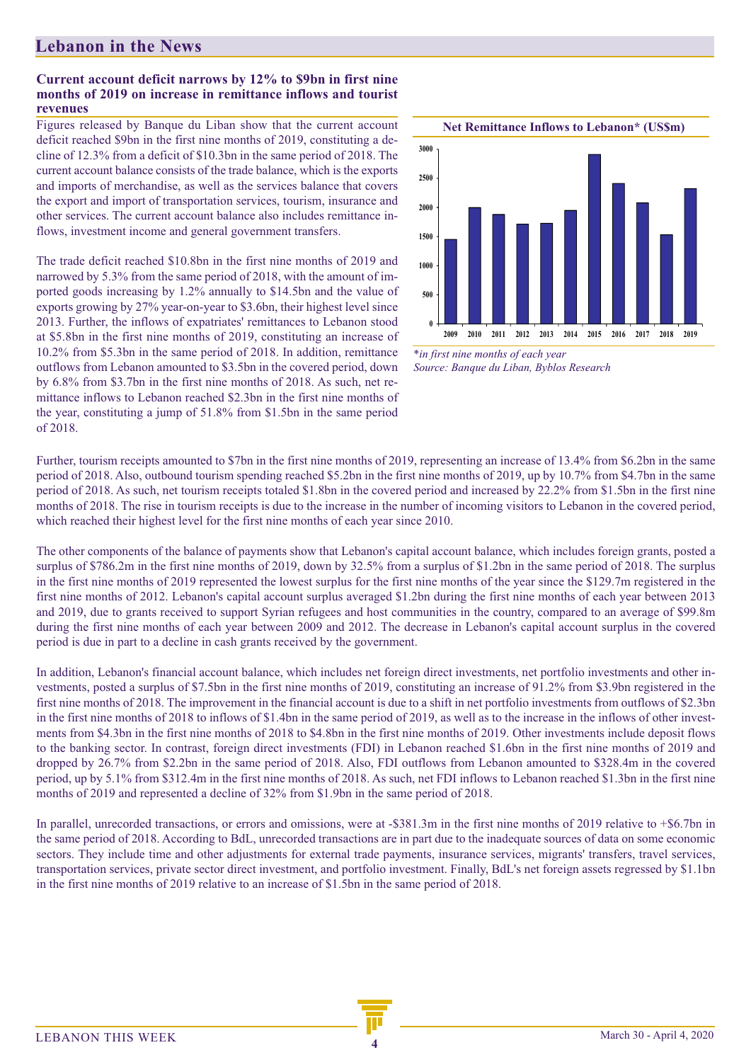## Lebanon in the News

### Current account deficit narrows by 12% to $9bn in first nine months of 2019 on increase in remittance inflows and tourist revenues

Figures released by Banque du Liban show that the current account deficit reached $9bn in the first nine months of 2019, constituting a decline of 12.3% from a deficit of $10.3bn in the same period of 2018. The current account balance consists of the trade balance, which is the exports and imports of merchandise, as well as the services balance that covers the export and import of transportation services, tourism, insurance and other services. The current account balance also includes remittance inflows, investment income and general government transfers.

The trade deficit reached $10.8bn in the first nine months of 2019 and narrowed by 5.3% from the same period of 2018, with the amount of imported goods increasing by 1.2% annually to $14.5bn and the value of exports growing by 27% year-on-year to $3.6bn, their highest level since 2013. Further, the inflows of expatriates' remittances to Lebanon stood at $5.8bn in the first nine months of 2019, constituting an increase of 10.2% from $5.3bn in the same period of 2018. In addition, remittance outflows from Lebanon amounted to $3.5bn in the covered period, down by 6.8% from $3.7bn in the first nine months of 2018. As such, net remittance inflows to Lebanon reached $2.3bn in the first nine months of the year, constituting a jump of 51.8% from $1.5bn in the same period of 2018.

**Net Remittance Inflows to Lebanon* (US$m)**

*\*in first nine months of each year*
*Source: Banque du Liban, Byblos Research*

Further, tourism receipts amounted to $7bn in the first nine months of 2019, representing an increase of 13.4% from $6.2bn in the same period of 2018. Also, outbound tourism spending reached $5.2bn in the first nine months of 2019, up by 10.7% from $4.7bn in the same period of 2018. As such, net tourism receipts totaled $1.8bn in the covered period and increased by 22.2% from $1.5bn in the first nine months of 2018. The rise in tourism receipts is due to the increase in the number of incoming visitors to Lebanon in the covered period, which reached their highest level for the first nine months of each year since 2010.

The other components of the balance of payments show that Lebanon's capital account balance, which includes foreign grants, posted a surplus of $786.2m in the first nine months of 2019, down by 32.5% from a surplus of $1.2bn in the same period of 2018. The surplus in the first nine months of 2019 represented the lowest surplus for the first nine months of the year since the $129.7m registered in the first nine months of 2012. Lebanon's capital account surplus averaged $1.2bn during the first nine months of each year between 2013 and 2019, due to grants received to support Syrian refugees and host communities in the country, compared to an average of $99.8m during the first nine months of each year between 2009 and 2012. The decrease in Lebanon's capital account surplus in the covered period is due in part to a decline in cash grants received by the government.

In addition, Lebanon's financial account balance, which includes net foreign direct investments, net portfolio investments and other investments, posted a surplus of $7.5bn in the first nine months of 2019, constituting an increase of 91.2% from $3.9bn registered in the first nine months of 2018. The improvement in the financial account is due to a shift in net portfolio investments from outflows of $2.3bn in the first nine months of 2018 to inflows of $1.4bn in the same period of 2019, as well as to the increase in the inflows of other investments from $4.3bn in the first nine months of 2018 to $4.8bn in the first nine months of 2019. Other investments include deposit flows to the banking sector. In contrast, foreign direct investments (FDI) in Lebanon reached $1.6bn in the first nine months of 2019 and dropped by 26.7% from $2.2bn in the same period of 2018. Also, FDI outflows from Lebanon amounted to $328.4m in the covered period, up by 5.1% from $312.4m in the first nine months of 2018. As such, net FDI inflows to Lebanon reached $1.3bn in the first nine months of 2019 and represented a decline of 32% from $1.9bn in the same period of 2018.

In parallel, unrecorded transactions, or errors and omissions, were at -$381.3m in the first nine months of 2019 relative to +$6.7bn in the same period of 2018. According to BdL, unrecorded transactions are in part due to the inadequate sources of data on some economic sectors. They include time and other adjustments for external trade payments, insurance services, migrants' transfers, travel services, transportation services, private sector direct investment, and portfolio investment. Finally, BdL's net foreign assets regressed by $1.1bn in the first nine months of 2019 relative to an increase of $1.5bn in the same period of 2018.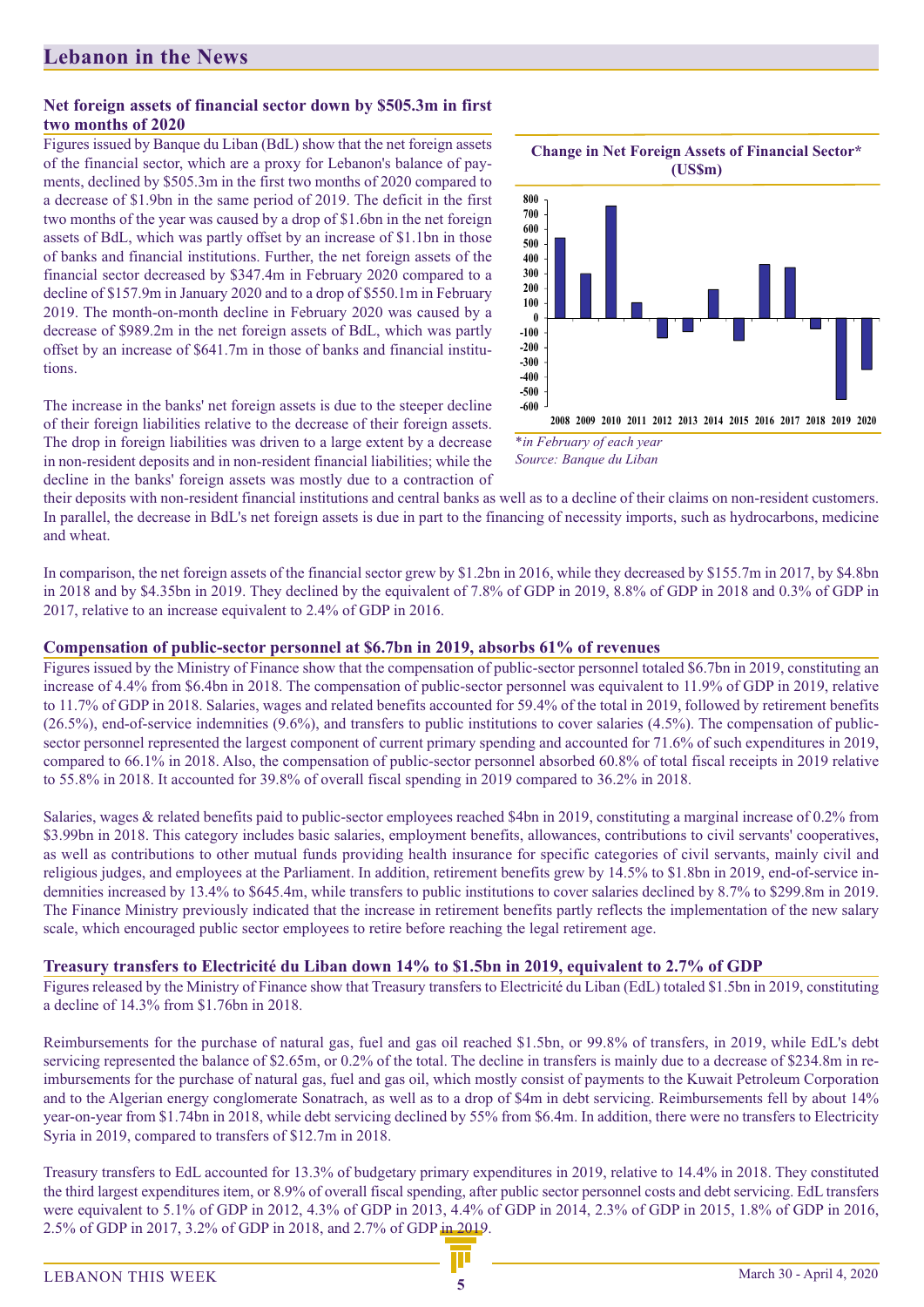## Lebanon in the News

### Net foreign assets of financial sector down by $505.3m in first two months of 2020

Figures issued by Banque du Liban (BdL) show that the net foreign assets of the financial sector, which are a proxy for Lebanon's balance of payments, declined by $505.3m in the first two months of 2020 compared to a decrease of $1.9bn in the same period of 2019. The deficit in the first two months of the year was caused by a drop of $1.6bn in the net foreign assets of BdL, which was partly offset by an increase of $1.1bn in those of banks and financial institutions. Further, the net foreign assets of the financial sector decreased by $347.4m in February 2020 compared to a decline of $157.9m in January 2020 and to a drop of $550.1m in February 2019. The month-on-month decline in February 2020 was caused by a decrease of $989.2m in the net foreign assets of BdL, which was partly offset by an increase of $641.7m in those of banks and financial institutions.

**Change in Net Foreign Assets of Financial Sector\* (US$m)**

*\*in February of each year*
*Source: Banque du Liban*

The increase in the banks' net foreign assets is due to the steeper decline of their foreign liabilities relative to the decrease of their foreign assets. The drop in foreign liabilities was driven to a large extent by a decrease in non-resident deposits and in non-resident financial liabilities; while the decline in the banks' foreign assets was mostly due to a contraction of their deposits with non-resident financial institutions and central banks as well as to a decline of their claims on non-resident customers. In parallel, the decrease in BdL's net foreign assets is due in part to the financing of necessity imports, such as hydrocarbons, medicine and wheat.

In comparison, the net foreign assets of the financial sector grew by $1.2bn in 2016, while they decreased by $155.7m in 2017, by $4.8bn in 2018 and by $4.35bn in 2019. They declined by the equivalent of 7.8% of GDP in 2019, 8.8% of GDP in 2018 and 0.3% of GDP in 2017, relative to an increase equivalent to 2.4% of GDP in 2016.

### Compensation of public-sector personnel at $6.7bn in 2019, absorbs 61% of revenues

Figures issued by the Ministry of Finance show that the compensation of public-sector personnel totaled $6.7bn in 2019, constituting an increase of 4.4% from $6.4bn in 2018. The compensation of public-sector personnel was equivalent to 11.9% of GDP in 2019, relative to 11.7% of GDP in 2018. Salaries, wages and related benefits accounted for 59.4% of the total in 2019, followed by retirement benefits (26.5%), end-of-service indemnities (9.6%), and transfers to public institutions to cover salaries (4.5%). The compensation of public-sector personnel represented the largest component of current primary spending and accounted for 71.6% of such expenditures in 2019, compared to 66.1% in 2018. Also, the compensation of public-sector personnel absorbed 60.8% of total fiscal receipts in 2019 relative to 55.8% in 2018. It accounted for 39.8% of overall fiscal spending in 2019 compared to 36.2% in 2018.

Salaries, wages & related benefits paid to public-sector employees reached $4bn in 2019, constituting a marginal increase of 0.2% from $3.99bn in 2018. This category includes basic salaries, employment benefits, allowances, contributions to civil servants' cooperatives, as well as contributions to other mutual funds providing health insurance for specific categories of civil servants, mainly civil and religious judges, and employees at the Parliament. In addition, retirement benefits grew by 14.5% to $1.8bn in 2019, end-of-service indemnities increased by 13.4% to $645.4m, while transfers to public institutions to cover salaries declined by 8.7% to $299.8m in 2019. The Finance Ministry previously indicated that the increase in retirement benefits partly reflects the implementation of the new salary scale, which encouraged public sector employees to retire before reaching the legal retirement age.

### Treasury transfers to Electricité du Liban down 14% to $1.5bn in 2019, equivalent to 2.7% of GDP

Figures released by the Ministry of Finance show that Treasury transfers to Electricité du Liban (EdL) totaled $1.5bn in 2019, constituting a decline of 14.3% from $1.76bn in 2018.

Reimbursements for the purchase of natural gas, fuel and gas oil reached $1.5bn, or 99.8% of transfers, in 2019, while EdL's debt servicing represented the balance of $2.65m, or 0.2% of the total. The decline in transfers is mainly due to a decrease of $234.8m in reimbursements for the purchase of natural gas, fuel and gas oil, which mostly consist of payments to the Kuwait Petroleum Corporation and to the Algerian energy conglomerate Sonatrach, as well as to a drop of $4m in debt servicing. Reimbursements fell by about 14% year-on-year from $1.74bn in 2018, while debt servicing declined by 55% from $6.4m. In addition, there were no transfers to Electricity Syria in 2019, compared to transfers of $12.7m in 2018.

Treasury transfers to EdL accounted for 13.3% of budgetary primary expenditures in 2019, relative to 14.4% in 2018. They constituted the third largest expenditures item, or 8.9% of overall fiscal spending, after public sector personnel costs and debt servicing. EdL transfers were equivalent to 5.1% of GDP in 2012, 4.3% of GDP in 2013, 4.4% of GDP in 2014, 2.3% of GDP in 2015, 1.8% of GDP in 2016, 2.5% of GDP in 2017, 3.2% of GDP in 2018, and 2.7% of GDP in 2019.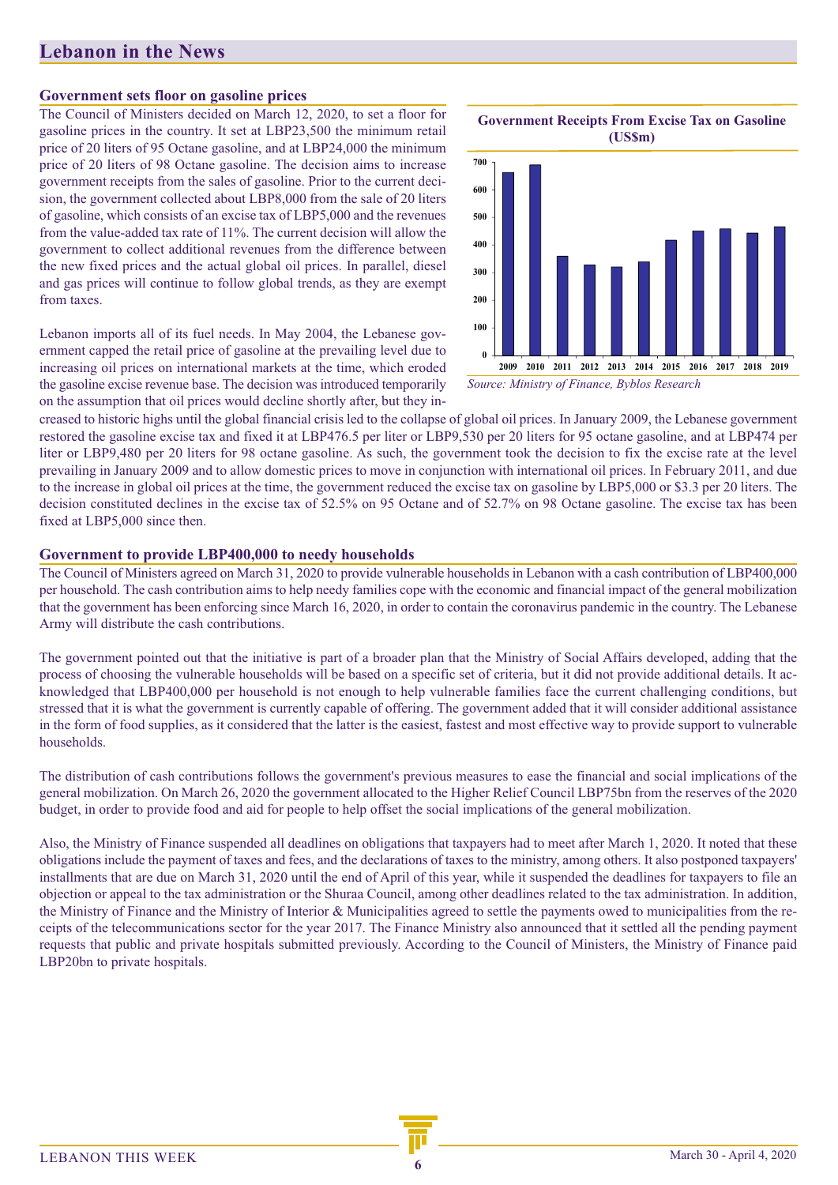## Lebanon in the News

### Government sets floor on gasoline prices

The Council of Ministers decided on March 12, 2020, to set a floor for gasoline prices in the country. It set at LBP23,500 the minimum retail price of 20 liters of 95 Octane gasoline, and at LBP24,000 the minimum price of 20 liters of 98 Octane gasoline. The decision aims to increase government receipts from the sales of gasoline. Prior to the current decision, the government collected about LBP8,000 from the sale of 20 liters of gasoline, which consists of an excise tax of LBP5,000 and the revenues from the value-added tax rate of 11%. The current decision will allow the government to collect additional revenues from the difference between the new fixed prices and the actual global oil prices. In parallel, diesel and gas prices will continue to follow global trends, as they are exempt from taxes.

**Government Receipts From Excise Tax on Gasoline (US$m)**

| Year | US$m (approx.) |
|---|---|
| 2009 | 665 |
| 2010 | 690 |
| 2011 | 360 |
| 2012 | 330 |
| 2013 | 320 |
| 2014 | 340 |
| 2015 | 420 |
| 2016 | 450 |
| 2017 | 460 |
| 2018 | 445 |
| 2019 | 465 |

*Source: Ministry of Finance, Byblos Research*

Lebanon imports all of its fuel needs. In May 2004, the Lebanese government capped the retail price of gasoline at the prevailing level due to increasing oil prices on international markets at the time, which eroded the gasoline excise revenue base. The decision was introduced temporarily on the assumption that oil prices would decline shortly after, but they increased to historic highs until the global financial crisis led to the collapse of global oil prices. In January 2009, the Lebanese government restored the gasoline excise tax and fixed it at LBP476.5 per liter or LBP9,530 per 20 liters for 95 octane gasoline, and at LBP474 per liter or LBP9,480 per 20 liters for 98 octane gasoline. As such, the government took the decision to fix the excise rate at the level prevailing in January 2009 and to allow domestic prices to move in conjunction with international oil prices. In February 2011, and due to the increase in global oil prices at the time, the government reduced the excise tax on gasoline by LBP5,000 or $3.3 per 20 liters. The decision constituted declines in the excise tax of 52.5% on 95 Octane and of 52.7% on 98 Octane gasoline. The excise tax has been fixed at LBP5,000 since then.

### Government to provide LBP400,000 to needy households

The Council of Ministers agreed on March 31, 2020 to provide vulnerable households in Lebanon with a cash contribution of LBP400,000 per household. The cash contribution aims to help needy families cope with the economic and financial impact of the general mobilization that the government has been enforcing since March 16, 2020, in order to contain the coronavirus pandemic in the country. The Lebanese Army will distribute the cash contributions.

The government pointed out that the initiative is part of a broader plan that the Ministry of Social Affairs developed, adding that the process of choosing the vulnerable households will be based on a specific set of criteria, but it did not provide additional details. It acknowledged that LBP400,000 per household is not enough to help vulnerable families face the current challenging conditions, but stressed that it is what the government is currently capable of offering. The government added that it will consider additional assistance in the form of food supplies, as it considered that the latter is the easiest, fastest and most effective way to provide support to vulnerable households.

The distribution of cash contributions follows the government's previous measures to ease the financial and social implications of the general mobilization. On March 26, 2020 the government allocated to the Higher Relief Council LBP75bn from the reserves of the 2020 budget, in order to provide food and aid for people to help offset the social implications of the general mobilization.

Also, the Ministry of Finance suspended all deadlines on obligations that taxpayers had to meet after March 1, 2020. It noted that these obligations include the payment of taxes and fees, and the declarations of taxes to the ministry, among others. It also postponed taxpayers' installments that are due on March 31, 2020 until the end of April of this year, while it suspended the deadlines for taxpayers to file an objection or appeal to the tax administration or the Shuraa Council, among other deadlines related to the tax administration. In addition, the Ministry of Finance and the Ministry of Interior & Municipalities agreed to settle the payments owed to municipalities from the receipts of the telecommunications sector for the year 2017. The Finance Ministry also announced that it settled all the pending payment requests that public and private hospitals submitted previously. According to the Council of Ministers, the Ministry of Finance paid LBP20bn to private hospitals.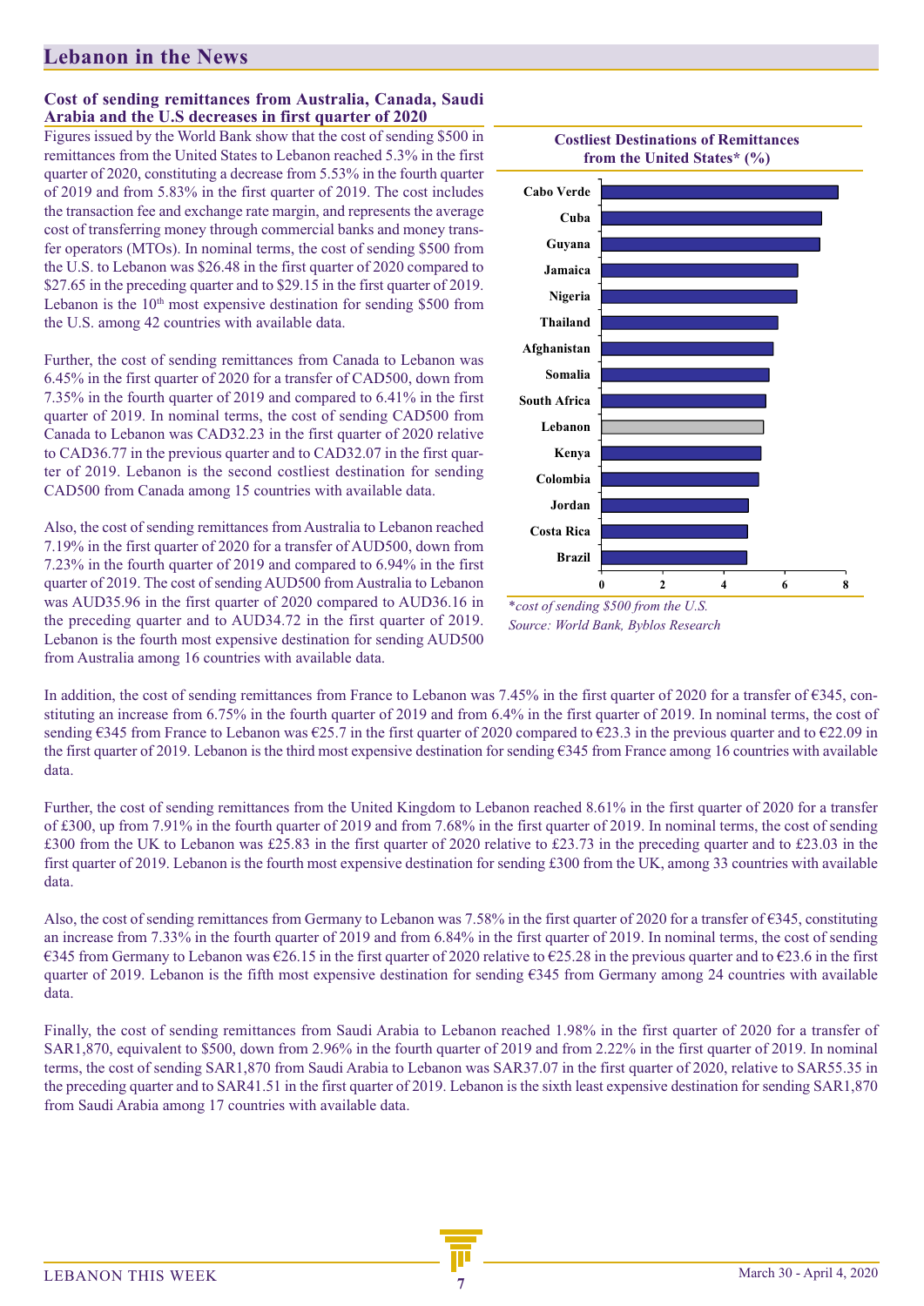## Lebanon in the News

### Cost of sending remittances from Australia, Canada, Saudi Arabia and the U.S decreases in first quarter of 2020

Figures issued by the World Bank show that the cost of sending $500 in remittances from the United States to Lebanon reached 5.3% in the first quarter of 2020, constituting a decrease from 5.53% in the fourth quarter of 2019 and from 5.83% in the first quarter of 2019. The cost includes the transaction fee and exchange rate margin, and represents the average cost of transferring money through commercial banks and money transfer operators (MTOs). In nominal terms, the cost of sending $500 from the U.S. to Lebanon was $26.48 in the first quarter of 2020 compared to $27.65 in the preceding quarter and to $29.15 in the first quarter of 2019. Lebanon is the 10th most expensive destination for sending $500 from the U.S. among 42 countries with available data.

Further, the cost of sending remittances from Canada to Lebanon was 6.45% in the first quarter of 2020 for a transfer of CAD500, down from 7.35% in the fourth quarter of 2019 and compared to 6.41% in the first quarter of 2019. In nominal terms, the cost of sending CAD500 from Canada to Lebanon was CAD32.23 in the first quarter of 2020 relative to CAD36.77 in the previous quarter and to CAD32.07 in the first quarter of 2019. Lebanon is the second costliest destination for sending CAD500 from Canada among 15 countries with available data.

Also, the cost of sending remittances from Australia to Lebanon reached 7.19% in the first quarter of 2020 for a transfer of AUD500, down from 7.23% in the fourth quarter of 2019 and compared to 6.94% in the first quarter of 2019. The cost of sending AUD500 from Australia to Lebanon was AUD35.96 in the first quarter of 2020 compared to AUD36.16 in the preceding quarter and to AUD34.72 in the first quarter of 2019. Lebanon is the fourth most expensive destination for sending AUD500 from Australia among 16 countries with available data.

**Costliest Destinations of Remittances from the United States* (%)**

| Country | Value (%, approx.) |
|---|---|
| Cabo Verde | 7.8 |
| Cuba | 7.2 |
| Guyana | 7.1 |
| Jamaica | 6.4 |
| Nigeria | 6.4 |
| Thailand | 5.8 |
| Afghanistan | 5.6 |
| Somalia | 5.5 |
| South Africa | 5.4 |
| Lebanon | 5.3 |
| Kenya | 5.2 |
| Colombia | 5.1 |
| Jordan | 4.8 |
| Costa Rica | 4.8 |
| Brazil | 4.7 |

*cost of sending $500 from the U.S.*
*Source: World Bank, Byblos Research*

In addition, the cost of sending remittances from France to Lebanon was 7.45% in the first quarter of 2020 for a transfer of €345, constituting an increase from 6.75% in the fourth quarter of 2019 and from 6.4% in the first quarter of 2019. In nominal terms, the cost of sending €345 from France to Lebanon was €25.7 in the first quarter of 2020 compared to €23.3 in the previous quarter and to €22.09 in the first quarter of 2019. Lebanon is the third most expensive destination for sending €345 from France among 16 countries with available data.

Further, the cost of sending remittances from the United Kingdom to Lebanon reached 8.61% in the first quarter of 2020 for a transfer of £300, up from 7.91% in the fourth quarter of 2019 and from 7.68% in the first quarter of 2019. In nominal terms, the cost of sending £300 from the UK to Lebanon was £25.83 in the first quarter of 2020 relative to £23.73 in the preceding quarter and to £23.03 in the first quarter of 2019. Lebanon is the fourth most expensive destination for sending £300 from the UK, among 33 countries with available data.

Also, the cost of sending remittances from Germany to Lebanon was 7.58% in the first quarter of 2020 for a transfer of €345, constituting an increase from 7.33% in the fourth quarter of 2019 and from 6.84% in the first quarter of 2019. In nominal terms, the cost of sending €345 from Germany to Lebanon was €26.15 in the first quarter of 2020 relative to €25.28 in the previous quarter and to €23.6 in the first quarter of 2019. Lebanon is the fifth most expensive destination for sending €345 from Germany among 24 countries with available data.

Finally, the cost of sending remittances from Saudi Arabia to Lebanon reached 1.98% in the first quarter of 2020 for a transfer of SAR1,870, equivalent to $500, down from 2.96% in the fourth quarter of 2019 and from 2.22% in the first quarter of 2019. In nominal terms, the cost of sending SAR1,870 from Saudi Arabia to Lebanon was SAR37.07 in the first quarter of 2020, relative to SAR55.35 in the preceding quarter and to SAR41.51 in the first quarter of 2019. Lebanon is the sixth least expensive destination for sending SAR1,870 from Saudi Arabia among 17 countries with available data.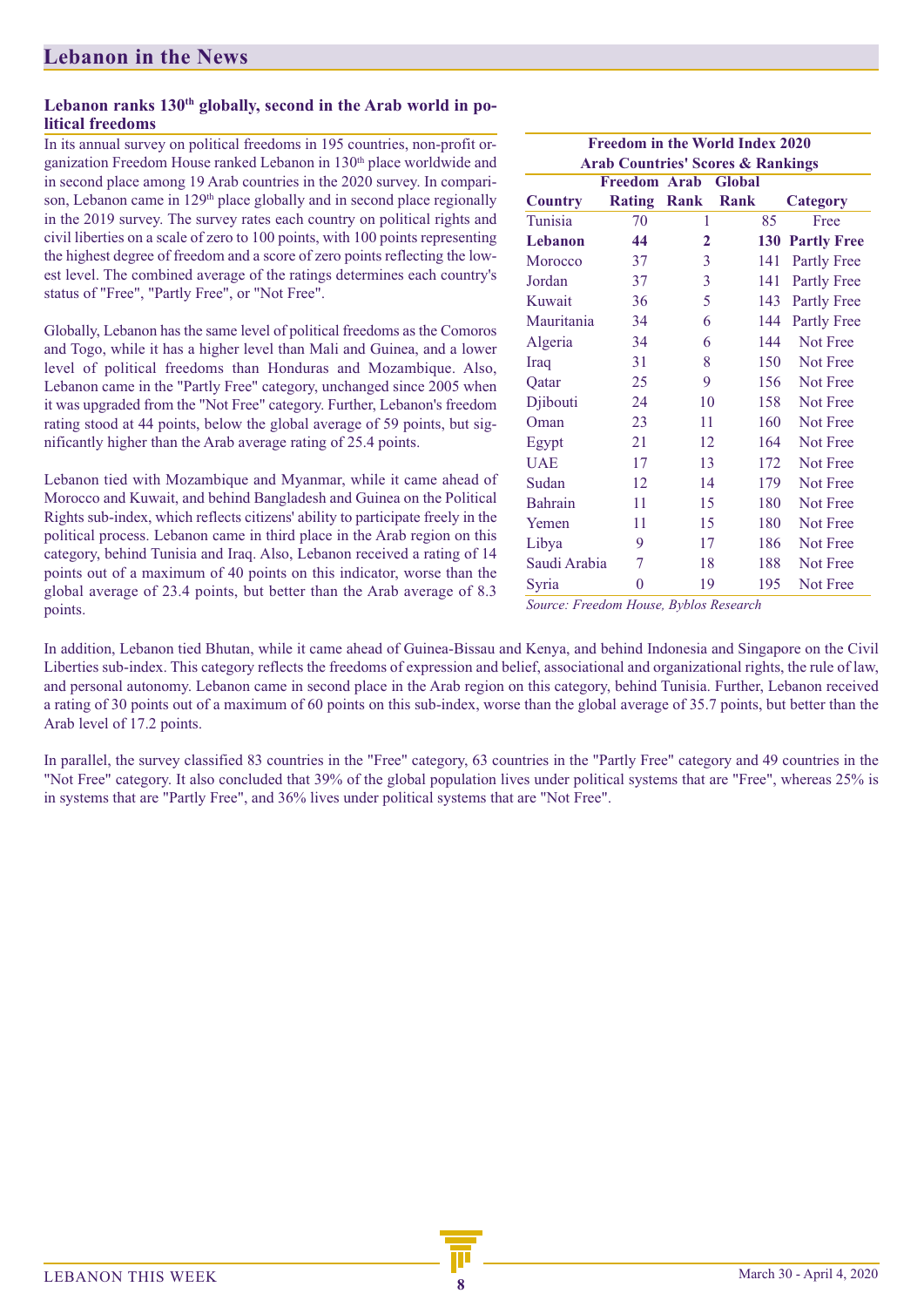## Lebanon in the News

### Lebanon ranks 130th globally, second in the Arab world in political freedoms

In its annual survey on political freedoms in 195 countries, non-profit organization Freedom House ranked Lebanon in 130th place worldwide and in second place among 19 Arab countries in the 2020 survey. In comparison, Lebanon came in 129th place globally and in second place regionally in the 2019 survey. The survey rates each country on political rights and civil liberties on a scale of zero to 100 points, with 100 points representing the highest degree of freedom and a score of zero points reflecting the lowest level. The combined average of the ratings determines each country's status of "Free", "Partly Free", or "Not Free".

Globally, Lebanon has the same level of political freedoms as the Comoros and Togo, while it has a higher level than Mali and Guinea, and a lower level of political freedoms than Honduras and Mozambique. Also, Lebanon came in the "Partly Free" category, unchanged since 2005 when it was upgraded from the "Not Free" category. Further, Lebanon's freedom rating stood at 44 points, below the global average of 59 points, but significantly higher than the Arab average rating of 25.4 points.

Lebanon tied with Mozambique and Myanmar, while it came ahead of Morocco and Kuwait, and behind Bangladesh and Guinea on the Political Rights sub-index, which reflects citizens' ability to participate freely in the political process. Lebanon came in third place in the Arab region on this category, behind Tunisia and Iraq. Also, Lebanon received a rating of 14 points out of a maximum of 40 points on this indicator, worse than the global average of 23.4 points, but better than the Arab average of 8.3 points.

**Freedom in the World Index 2020**
**Arab Countries' Scores & Rankings**

| Country | Freedom Rating | Arab Rank | Global Rank | Category |
|---|---|---|---|---|
| Tunisia | 70 | 1 | 85 | Free |
| **Lebanon** | **44** | **2** | **130** | **Partly Free** |
| Morocco | 37 | 3 | 141 | Partly Free |
| Jordan | 37 | 3 | 141 | Partly Free |
| Kuwait | 36 | 5 | 143 | Partly Free |
| Mauritania | 34 | 6 | 144 | Partly Free |
| Algeria | 34 | 6 | 144 | Not Free |
| Iraq | 31 | 8 | 150 | Not Free |
| Qatar | 25 | 9 | 156 | Not Free |
| Djibouti | 24 | 10 | 158 | Not Free |
| Oman | 23 | 11 | 160 | Not Free |
| Egypt | 21 | 12 | 164 | Not Free |
| UAE | 17 | 13 | 172 | Not Free |
| Sudan | 12 | 14 | 179 | Not Free |
| Bahrain | 11 | 15 | 180 | Not Free |
| Yemen | 11 | 15 | 180 | Not Free |
| Libya | 9 | 17 | 186 | Not Free |
| Saudi Arabia | 7 | 18 | 188 | Not Free |
| Syria | 0 | 19 | 195 | Not Free |

*Source: Freedom House, Byblos Research*

In addition, Lebanon tied Bhutan, while it came ahead of Guinea-Bissau and Kenya, and behind Indonesia and Singapore on the Civil Liberties sub-index. This category reflects the freedoms of expression and belief, associational and organizational rights, the rule of law, and personal autonomy. Lebanon came in second place in the Arab region on this category, behind Tunisia. Further, Lebanon received a rating of 30 points out of a maximum of 60 points on this sub-index, worse than the global average of 35.7 points, but better than the Arab level of 17.2 points.

In parallel, the survey classified 83 countries in the "Free" category, 63 countries in the "Partly Free" category and 49 countries in the "Not Free" category. It also concluded that 39% of the global population lives under political systems that are "Free", whereas 25% is in systems that are "Partly Free", and 36% lives under political systems that are "Not Free".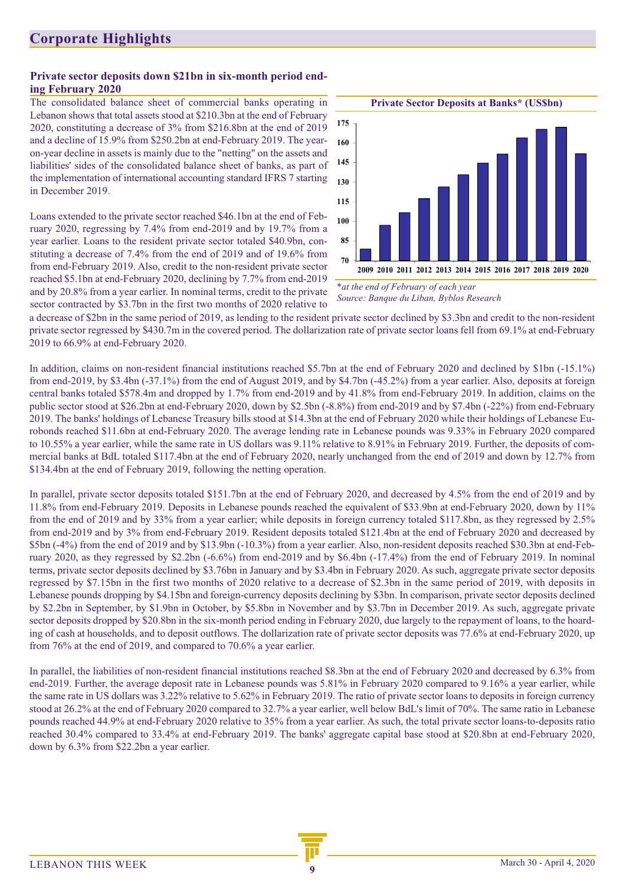## Corporate Highlights

### Private sector deposits down $21bn in six-month period ending February 2020

The consolidated balance sheet of commercial banks operating in Lebanon shows that total assets stood at $210.3bn at the end of February 2020, constituting a decrease of 3% from $216.8bn at the end of 2019 and a decline of 15.9% from $250.2bn at end-February 2019. The year-on-year decline in assets is mainly due to the "netting" on the assets and liabilities' sides of the consolidated balance sheet of banks, as part of the implementation of international accounting standard IFRS 7 starting in December 2019.

Loans extended to the private sector reached $46.1bn at the end of February 2020, regressing by 7.4% from end-2019 and by 19.7% from a year earlier. Loans to the resident private sector totaled $40.9bn, constituting a decrease of 7.4% from the end of 2019 and of 19.6% from from end-February 2019. Also, credit to the non-resident private sector reached $5.1bn at end-February 2020, declining by 7.7% from end-2019 and by 20.8% from a year earlier. In nominal terms, credit to the private sector contracted by $3.7bn in the first two months of 2020 relative to a decrease of $2bn in the same period of 2019, as lending to the resident private sector declined by $3.3bn and credit to the non-resident private sector regressed by $430.7m in the covered period. The dollarization rate of private sector loans fell from 69.1% at end-February 2019 to 66.9% at end-February 2020.

**Private Sector Deposits at Banks* (US$bn)**

*\*at the end of February of each year*
*Source: Banque du Liban, Byblos Research*

In addition, claims on non-resident financial institutions reached $5.7bn at the end of February 2020 and declined by $1bn (-15.1%) from end-2019, by $3.4bn (-37.1%) from the end of August 2019, and by $4.7bn (-45.2%) from a year earlier. Also, deposits at foreign central banks totaled $578.4m and dropped by 1.7% from end-2019 and by 41.8% from end-February 2019. In addition, claims on the public sector stood at $26.2bn at end-February 2020, down by $2.5bn (-8.8%) from end-2019 and by $7.4bn (-22%) from end-February 2019. The banks' holdings of Lebanese Treasury bills stood at $14.3bn at the end of February 2020 while their holdings of Lebanese Eurobonds reached $11.6bn at end-February 2020. The average lending rate in Lebanese pounds was 9.33% in February 2020 compared to 10.55% a year earlier, while the same rate in US dollars was 9.11% relative to 8.91% in February 2019. Further, the deposits of commercial banks at BdL totaled $117.4bn at the end of February 2020, nearly unchanged from the end of 2019 and down by 12.7% from $134.4bn at the end of February 2019, following the netting operation.

In parallel, private sector deposits totaled $151.7bn at the end of February 2020, and decreased by 4.5% from the end of 2019 and by 11.8% from end-February 2019. Deposits in Lebanese pounds reached the equivalent of $33.9bn at end-February 2020, down by 11% from the end of 2019 and by 33% from a year earlier; while deposits in foreign currency totaled $117.8bn, as they regressed by 2.5% from end-2019 and by 3% from end-February 2019. Resident deposits totaled $121.4bn at the end of February 2020 and decreased by $5bn (-4%) from the end of 2019 and by $13.9bn (-10.3%) from a year earlier. Also, non-resident deposits reached $30.3bn at end-February 2020, as they regressed by $2.2bn (-6.6%) from end-2019 and by $6.4bn (-17.4%) from the end of February 2019. In nominal terms, private sector deposits declined by $3.76bn in January and by $3.4bn in February 2020. As such, aggregate private sector deposits regressed by $7.15bn in the first two months of 2020 relative to a decrease of $2.3bn in the same period of 2019, with deposits in Lebanese pounds dropping by $4.15bn and foreign-currency deposits declining by $3bn. In comparison, private sector deposits declined by $2.2bn in September, by $1.9bn in October, by $5.8bn in November and by $3.7bn in December 2019. As such, aggregate private sector deposits dropped by $20.8bn in the six-month period ending in February 2020, due largely to the repayment of loans, to the hoarding of cash at households, and to deposit outflows. The dollarization rate of private sector deposits was 77.6% at end-February 2020, up from 76% at the end of 2019, and compared to 70.6% a year earlier.

In parallel, the liabilities of non-resident financial institutions reached $8.3bn at the end of February 2020 and decreased by 6.3% from end-2019. Further, the average deposit rate in Lebanese pounds was 5.81% in February 2020 compared to 9.16% a year earlier, while the same rate in US dollars was 3.22% relative to 5.62% in February 2019. The ratio of private sector loans to deposits in foreign currency stood at 26.2% at the end of February 2020 compared to 32.7% a year earlier, well below BdL's limit of 70%. The same ratio in Lebanese pounds reached 44.9% at end-February 2020 relative to 35% from a year earlier. As such, the total private sector loans-to-deposits ratio reached 30.4% compared to 33.4% at end-February 2019. The banks' aggregate capital base stood at $20.8bn at end-February 2020, down by 6.3% from $22.2bn a year earlier.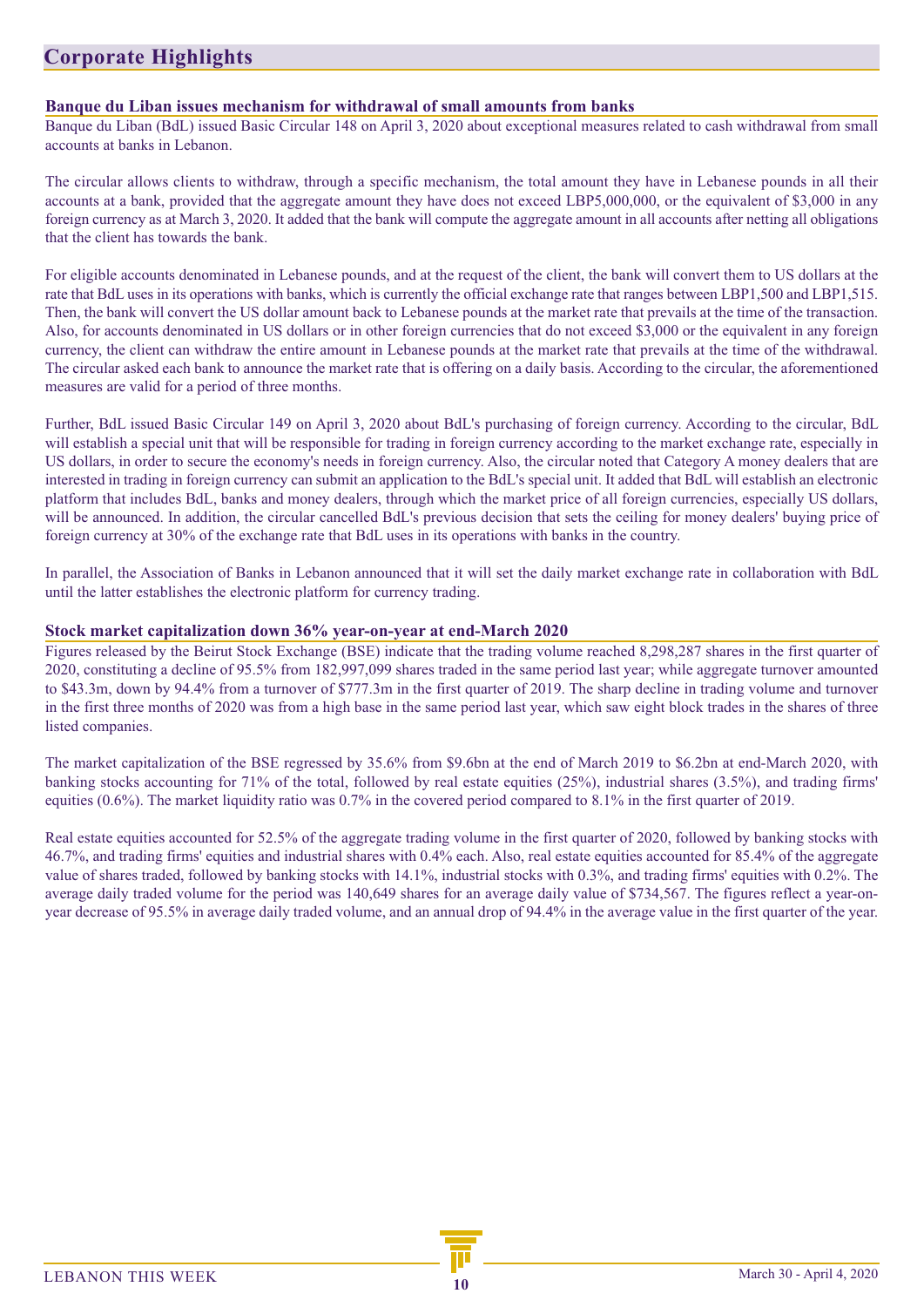## Corporate Highlights

### Banque du Liban issues mechanism for withdrawal of small amounts from banks

Banque du Liban (BdL) issued Basic Circular 148 on April 3, 2020 about exceptional measures related to cash withdrawal from small accounts at banks in Lebanon.

The circular allows clients to withdraw, through a specific mechanism, the total amount they have in Lebanese pounds in all their accounts at a bank, provided that the aggregate amount they have does not exceed LBP5,000,000, or the equivalent of $3,000 in any foreign currency as at March 3, 2020. It added that the bank will compute the aggregate amount in all accounts after netting all obligations that the client has towards the bank.

For eligible accounts denominated in Lebanese pounds, and at the request of the client, the bank will convert them to US dollars at the rate that BdL uses in its operations with banks, which is currently the official exchange rate that ranges between LBP1,500 and LBP1,515. Then, the bank will convert the US dollar amount back to Lebanese pounds at the market rate that prevails at the time of the transaction. Also, for accounts denominated in US dollars or in other foreign currencies that do not exceed $3,000 or the equivalent in any foreign currency, the client can withdraw the entire amount in Lebanese pounds at the market rate that prevails at the time of the withdrawal. The circular asked each bank to announce the market rate that is offering on a daily basis. According to the circular, the aforementioned measures are valid for a period of three months.

Further, BdL issued Basic Circular 149 on April 3, 2020 about BdL's purchasing of foreign currency. According to the circular, BdL will establish a special unit that will be responsible for trading in foreign currency according to the market exchange rate, especially in US dollars, in order to secure the economy's needs in foreign currency. Also, the circular noted that Category A money dealers that are interested in trading in foreign currency can submit an application to the BdL's special unit. It added that BdL will establish an electronic platform that includes BdL, banks and money dealers, through which the market price of all foreign currencies, especially US dollars, will be announced. In addition, the circular cancelled BdL's previous decision that sets the ceiling for money dealers' buying price of foreign currency at 30% of the exchange rate that BdL uses in its operations with banks in the country.

In parallel, the Association of Banks in Lebanon announced that it will set the daily market exchange rate in collaboration with BdL until the latter establishes the electronic platform for currency trading.

### Stock market capitalization down 36% year-on-year at end-March 2020

Figures released by the Beirut Stock Exchange (BSE) indicate that the trading volume reached 8,298,287 shares in the first quarter of 2020, constituting a decline of 95.5% from 182,997,099 shares traded in the same period last year; while aggregate turnover amounted to $43.3m, down by 94.4% from a turnover of $777.3m in the first quarter of 2019. The sharp decline in trading volume and turnover in the first three months of 2020 was from a high base in the same period last year, which saw eight block trades in the shares of three listed companies.

The market capitalization of the BSE regressed by 35.6% from $9.6bn at the end of March 2019 to $6.2bn at end-March 2020, with banking stocks accounting for 71% of the total, followed by real estate equities (25%), industrial shares (3.5%), and trading firms' equities (0.6%). The market liquidity ratio was 0.7% in the covered period compared to 8.1% in the first quarter of 2019.

Real estate equities accounted for 52.5% of the aggregate trading volume in the first quarter of 2020, followed by banking stocks with 46.7%, and trading firms' equities and industrial shares with 0.4% each. Also, real estate equities accounted for 85.4% of the aggregate value of shares traded, followed by banking stocks with 14.1%, industrial stocks with 0.3%, and trading firms' equities with 0.2%. The average daily traded volume for the period was 140,649 shares for an average daily value of $734,567. The figures reflect a year-on-year decrease of 95.5% in average daily traded volume, and an annual drop of 94.4% in the average value in the first quarter of the year.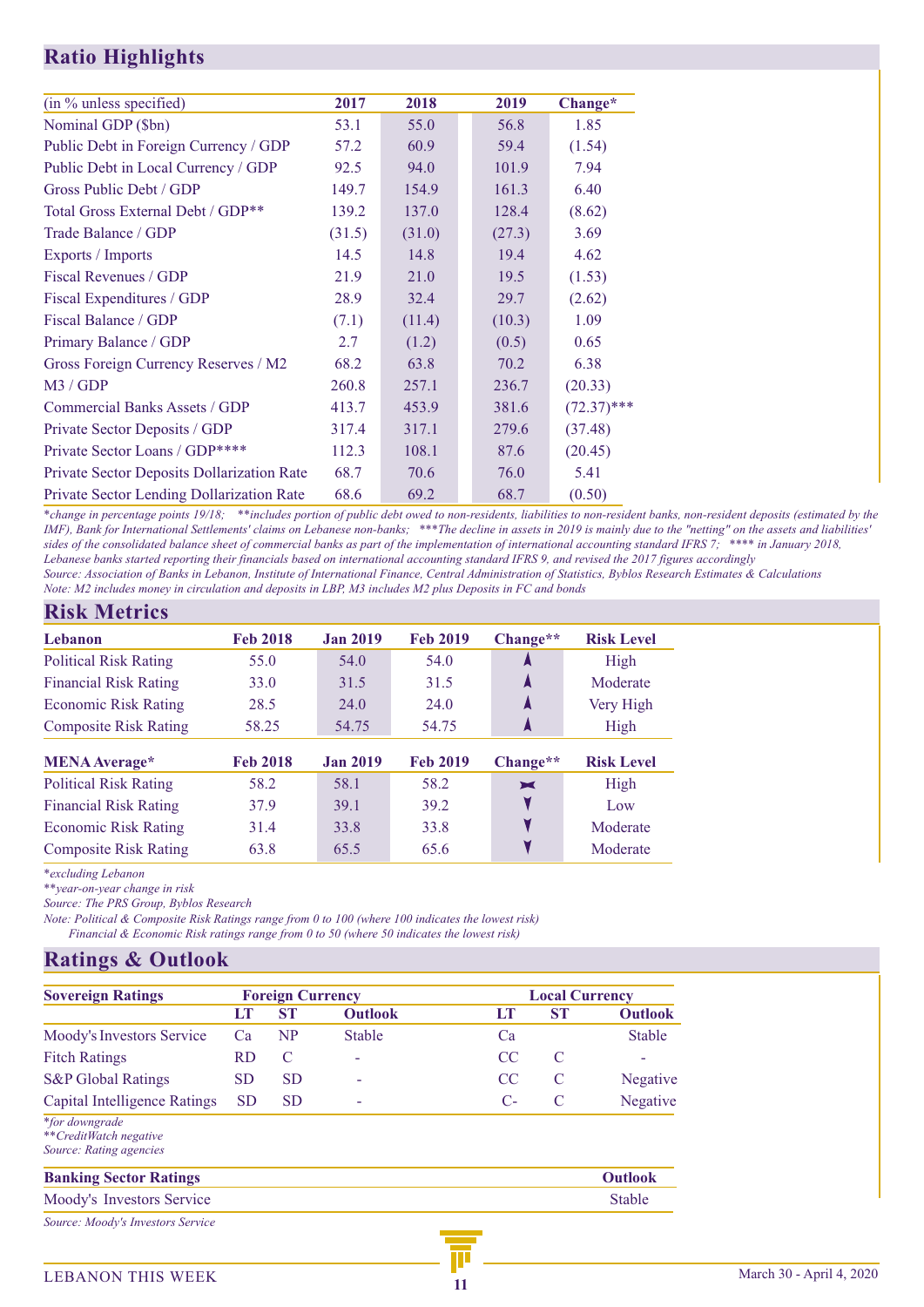## Ratio Highlights

| (in % unless specified) | 2017 | 2018 | 2019 | Change* |
|---|---|---|---|---|
| Nominal GDP ($bn) | 53.1 | 55.0 | 56.8 | 1.85 |
| Public Debt in Foreign Currency / GDP | 57.2 | 60.9 | 59.4 | (1.54) |
| Public Debt in Local Currency / GDP | 92.5 | 94.0 | 101.9 | 7.94 |
| Gross Public Debt / GDP | 149.7 | 154.9 | 161.3 | 6.40 |
| Total Gross External Debt / GDP** | 139.2 | 137.0 | 128.4 | (8.62) |
| Trade Balance / GDP | (31.5) | (31.0) | (27.3) | 3.69 |
| Exports / Imports | 14.5 | 14.8 | 19.4 | 4.62 |
| Fiscal Revenues / GDP | 21.9 | 21.0 | 19.5 | (1.53) |
| Fiscal Expenditures / GDP | 28.9 | 32.4 | 29.7 | (2.62) |
| Fiscal Balance / GDP | (7.1) | (11.4) | (10.3) | 1.09 |
| Primary Balance / GDP | 2.7 | (1.2) | (0.5) | 0.65 |
| Gross Foreign Currency Reserves / M2 | 68.2 | 63.8 | 70.2 | 6.38 |
| M3 / GDP | 260.8 | 257.1 | 236.7 | (20.33) |
| Commercial Banks Assets / GDP | 413.7 | 453.9 | 381.6 | (72.37)*** |
| Private Sector Deposits / GDP | 317.4 | 317.1 | 279.6 | (37.48) |
| Private Sector Loans / GDP**** | 112.3 | 108.1 | 87.6 | (20.45) |
| Private Sector Deposits Dollarization Rate | 68.7 | 70.6 | 76.0 | 5.41 |
| Private Sector Lending Dollarization Rate | 68.6 | 69.2 | 68.7 | (0.50) |

*\*change in percentage points 19/18; \*\*includes portion of public debt owed to non-residents, liabilities to non-resident banks, non-resident deposits (estimated by the IMF), Bank for International Settlements' claims on Lebanese non-banks; \*\*\*The decline in assets in 2019 is mainly due to the "netting" on the assets and liabilities' sides of the consolidated balance sheet of commercial banks as part of the implementation of international accounting standard IFRS 7; \*\*\*\* in January 2018, Lebanese banks started reporting their financials based on international accounting standard IFRS 9, and revised the 2017 figures accordingly*
*Source: Association of Banks in Lebanon, Institute of International Finance, Central Administration of Statistics, Byblos Research Estimates & Calculations*
*Note: M2 includes money in circulation and deposits in LBP, M3 includes M2 plus Deposits in FC and bonds*

## Risk Metrics

| Lebanon | Feb 2018 | Jan 2019 | Feb 2019 | Change** | Risk Level |
|---|---|---|---|---|---|
| Political Risk Rating | 55.0 | 54.0 | 54.0 | ▲ | High |
| Financial Risk Rating | 33.0 | 31.5 | 31.5 | ▲ | Moderate |
| Economic Risk Rating | 28.5 | 24.0 | 24.0 | ▲ | Very High |
| Composite Risk Rating | 58.25 | 54.75 | 54.75 | ▲ | High |

| MENA Average* | Feb 2018 | Jan 2019 | Feb 2019 | Change** | Risk Level |
|---|---|---|---|---|---|
| Political Risk Rating | 58.2 | 58.1 | 58.2 | ▬ | High |
| Financial Risk Rating | 37.9 | 39.1 | 39.2 | ▼ | Low |
| Economic Risk Rating | 31.4 | 33.8 | 33.8 | ▼ | Moderate |
| Composite Risk Rating | 63.8 | 65.5 | 65.6 | ▼ | Moderate |

*\*excluding Lebanon*
*\*\*year-on-year change in risk*
*Source: The PRS Group, Byblos Research*
*Note: Political & Composite Risk Ratings range from 0 to 100 (where 100 indicates the lowest risk)*
*Financial & Economic Risk ratings range from 0 to 50 (where 50 indicates the lowest risk)*

## Ratings & Outlook

| Sovereign Ratings | Foreign Currency | | | Local Currency | | |
|---|---|---|---|---|---|---|
| | LT | ST | Outlook | LT | ST | Outlook |
| Moody's Investors Service | Ca | NP | Stable | Ca | | Stable |
| Fitch Ratings | RD | C | - | CC | C | - |
| S&P Global Ratings | SD | SD | - | CC | C | Negative |
| Capital Intelligence Ratings | SD | SD | - | C- | C | Negative |

*\*for downgrade*
*\*\*CreditWatch negative*
*Source: Rating agencies*

| Banking Sector Ratings | Outlook |
|---|---|
| Moody's Investors Service | Stable |

*Source: Moody's Investors Service*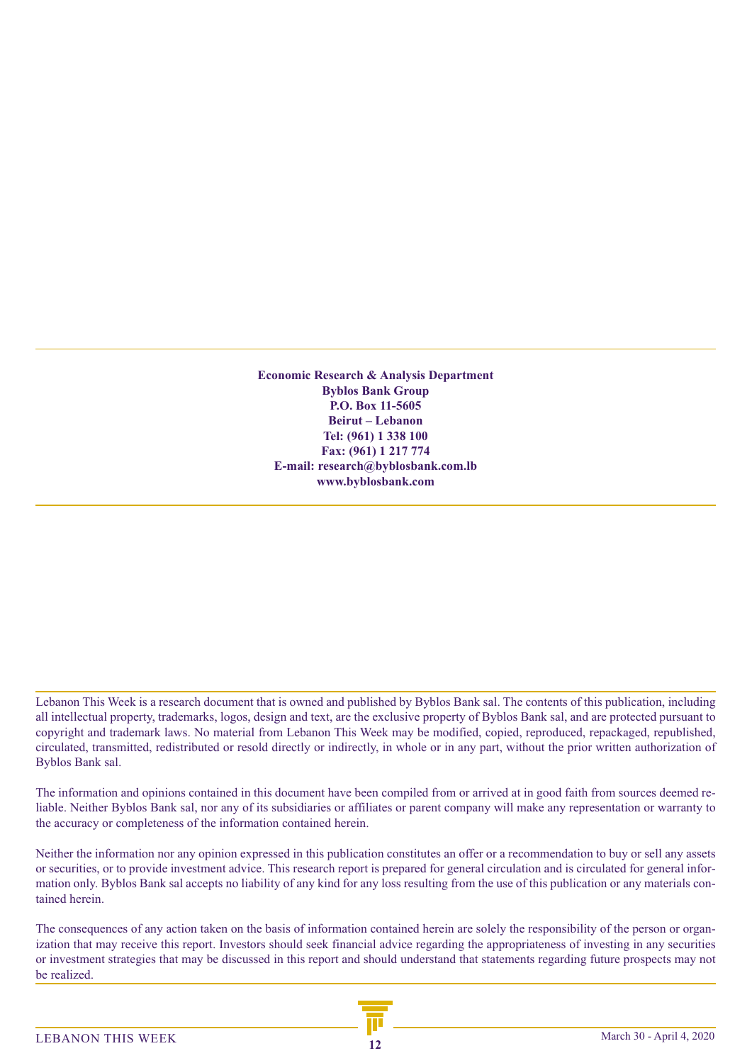**Economic Research & Analysis Department**
**Byblos Bank Group**
**P.O. Box 11-5605**
**Beirut – Lebanon**
**Tel: (961) 1 338 100**
**Fax: (961) 1 217 774**
**E-mail: research@byblosbank.com.lb**
**www.byblosbank.com**

Lebanon This Week is a research document that is owned and published by Byblos Bank sal. The contents of this publication, including all intellectual property, trademarks, logos, design and text, are the exclusive property of Byblos Bank sal, and are protected pursuant to copyright and trademark laws. No material from Lebanon This Week may be modified, copied, reproduced, repackaged, republished, circulated, transmitted, redistributed or resold directly or indirectly, in whole or in any part, without the prior written authorization of Byblos Bank sal.

The information and opinions contained in this document have been compiled from or arrived at in good faith from sources deemed reliable. Neither Byblos Bank sal, nor any of its subsidiaries or affiliates or parent company will make any representation or warranty to the accuracy or completeness of the information contained herein.

Neither the information nor any opinion expressed in this publication constitutes an offer or a recommendation to buy or sell any assets or securities, or to provide investment advice. This research report is prepared for general circulation and is circulated for general information only. Byblos Bank sal accepts no liability of any kind for any loss resulting from the use of this publication or any materials contained herein.

The consequences of any action taken on the basis of information contained herein are solely the responsibility of the person or organization that may receive this report. Investors should seek financial advice regarding the appropriateness of investing in any securities or investment strategies that may be discussed in this report and should understand that statements regarding future prospects may not be realized.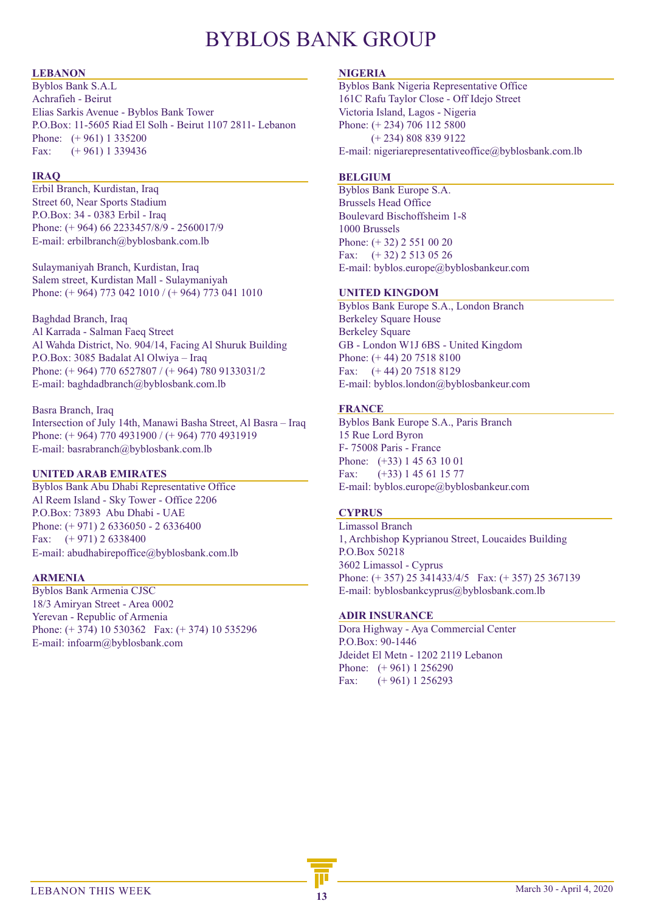# BYBLOS BANK GROUP

## LEBANON

Byblos Bank S.A.L
Achrafieh - Beirut
Elias Sarkis Avenue - Byblos Bank Tower
P.O.Box: 11-5605 Riad El Solh - Beirut 1107 2811- Lebanon
Phone: (+ 961) 1 335200
Fax: (+ 961) 1 339436

## IRAQ

Erbil Branch, Kurdistan, Iraq
Street 60, Near Sports Stadium
P.O.Box: 34 - 0383 Erbil - Iraq
Phone: (+ 964) 66 2233457/8/9 - 2560017/9
E-mail: erbilbranch@byblosbank.com.lb

Sulaymaniyah Branch, Kurdistan, Iraq
Salem street, Kurdistan Mall - Sulaymaniyah
Phone: (+ 964) 773 042 1010 / (+ 964) 773 041 1010

Baghdad Branch, Iraq
Al Karrada - Salman Faeq Street
Al Wahda District, No. 904/14, Facing Al Shuruk Building
P.O.Box: 3085 Badalat Al Olwiya – Iraq
Phone: (+ 964) 770 6527807 / (+ 964) 780 9133031/2
E-mail: baghdadbranch@byblosbank.com.lb

Basra Branch, Iraq
Intersection of July 14th, Manawi Basha Street, Al Basra – Iraq
Phone: (+ 964) 770 4931900 / (+ 964) 770 4931919
E-mail: basrabranch@byblosbank.com.lb

## UNITED ARAB EMIRATES

Byblos Bank Abu Dhabi Representative Office
Al Reem Island - Sky Tower - Office 2206
P.O.Box: 73893 Abu Dhabi - UAE
Phone: (+ 971) 2 6336050 - 2 6336400
Fax: (+ 971) 2 6338400
E-mail: abudhabirepoffice@byblosbank.com.lb

## ARMENIA

Byblos Bank Armenia CJSC
18/3 Amiryan Street - Area 0002
Yerevan - Republic of Armenia
Phone: (+ 374) 10 530362 Fax: (+ 374) 10 535296
E-mail: infoarm@byblosbank.com

## NIGERIA

Byblos Bank Nigeria Representative Office
161C Rafu Taylor Close - Off Idejo Street
Victoria Island, Lagos - Nigeria
Phone: (+ 234) 706 112 5800
(+ 234) 808 839 9122
E-mail: nigeriarepresentativeoffice@byblosbank.com.lb

## BELGIUM

Byblos Bank Europe S.A.
Brussels Head Office
Boulevard Bischoffsheim 1-8
1000 Brussels
Phone: (+ 32) 2 551 00 20
Fax: (+ 32) 2 513 05 26
E-mail: byblos.europe@byblosbankeur.com

## UNITED KINGDOM

Byblos Bank Europe S.A., London Branch
Berkeley Square House
Berkeley Square
GB - London W1J 6BS - United Kingdom
Phone: (+ 44) 20 7518 8100
Fax: (+ 44) 20 7518 8129
E-mail: byblos.london@byblosbankeur.com

## FRANCE

Byblos Bank Europe S.A., Paris Branch
15 Rue Lord Byron
F- 75008 Paris - France
Phone: (+33) 1 45 63 10 01
Fax: (+33) 1 45 61 15 77
E-mail: byblos.europe@byblosbankeur.com

## CYPRUS

Limassol Branch
1, Archbishop Kyprianou Street, Loucaides Building
P.O.Box 50218
3602 Limassol - Cyprus
Phone: (+ 357) 25 341433/4/5 Fax: (+ 357) 25 367139
E-mail: byblosbankcyprus@byblosbank.com.lb

## ADIR INSURANCE

Dora Highway - Aya Commercial Center
P.O.Box: 90-1446
Jdeidet El Metn - 1202 2119 Lebanon
Phone: (+ 961) 1 256290
Fax: (+ 961) 1 256293